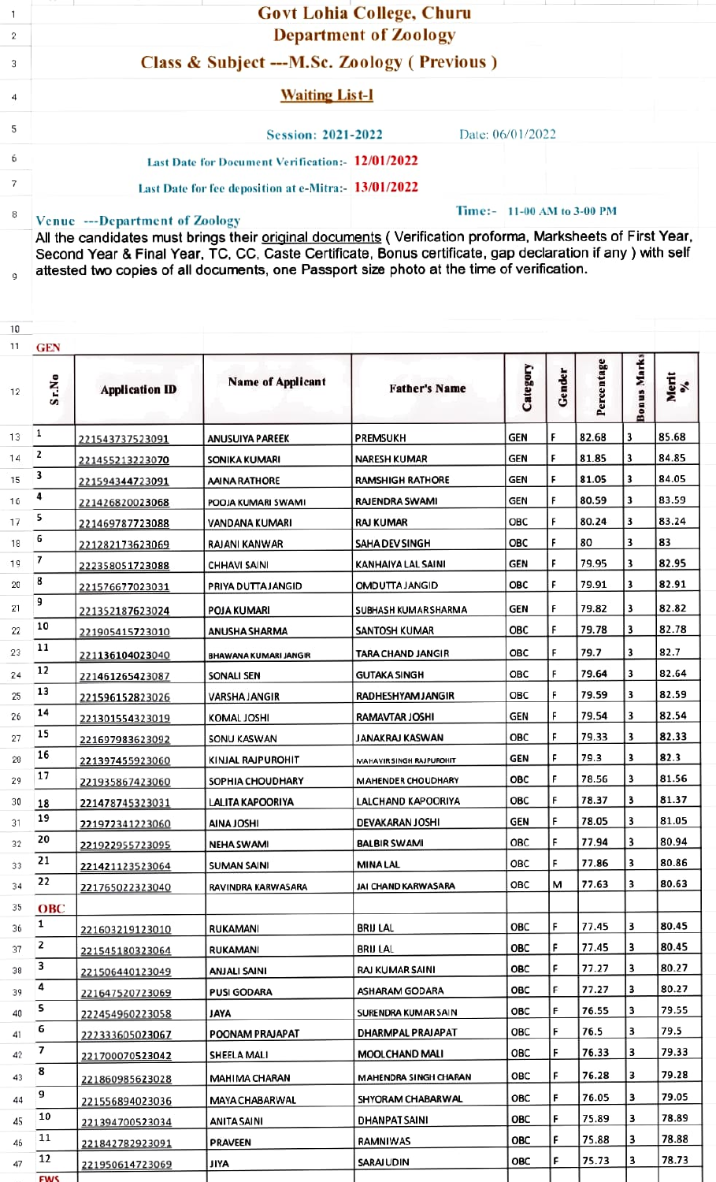# Govt Lohia College, Churu

## Department of Zoology

### Class & Subject ---M.Sc. Zoology ( Previous )

**Waiting List-I**

Session: 2021-2022 Date: 06/01/2022

Last Date for Document Verification:- **12/01/2022**

Last Date for fee deposition at e-Mitra:- **13/01/2022**

Venue ---Department of Zoology Time:- 11-00 AM to 3-00 PM

All the candidates must brings their original documents ( Verification proforma, Marksheets of First Year, Second Year & Final Year, TC, CC, Caste Certificate, Bonus certificate, gap declaration if any ) with self attested two copies of all documents, one Passport size photo at the time of verification.

**GEN**

| Sr.No | Application ID | Name of Applicant | Father's Name | Category | Gender | Percentage | Bonus Marks | Merit % |
|---|---|---|---|---|---|---|---|---|
| 1 | 221543737523091 | ANUSUIYA PAREEK | PREMSUKH | GEN | F | 82.68 | 3 | 85.68 |
| 2 | 221455213223070 | SONIKA KUMARI | NARESH KUMAR | GEN | F | 81.85 | 3 | 84.85 |
| 3 | 221594344723091 | AAINA RATHORE | RAMSHIGH RATHORE | GEN | F | 81.05 | 3 | 84.05 |
| 4 | 221426820023068 | POOJA KUMARI SWAMI | RAJENDRA SWAMI | GEN | F | 80.59 | 3 | 83.59 |
| 5 | 221469787723088 | VANDANA KUMARI | RAJ KUMAR | OBC | F | 80.24 | 3 | 83.24 |
| 6 | 221282173623069 | RAJANI KANWAR | SAHADEV SINGH | OBC | F | 80 | 3 | 83 |
| 7 | 222358051723088 | CHHAVI SAINI | KANHAIYA LAL SAINI | GEN | F | 79.95 | 3 | 82.95 |
| 8 | 221576677023031 | PRIYA DUTTA JANGID | OMDUTTA JANGID | OBC | F | 79.91 | 3 | 82.91 |
| 9 | 221352187623024 | POJA KUMARI | SUBHASH KUMAR SHARMA | GEN | F | 79.82 | 3 | 82.82 |
| 10 | 221905415723010 | ANUSHA SHARMA | SANTOSH KUMAR | OBC | F | 79.78 | 3 | 82.78 |
| 11 | 221136104023040 | BHAWANA KUMARI JANGIR | TARA CHAND JANGIR | OBC | F | 79.7 | 3 | 82.7 |
| 12 | 221461265423087 | SONALI SEN | GUTAKA SINGH | OBC | F | 79.64 | 3 | 82.64 |
| 13 | 221596152823026 | VARSHA JANGIR | RADHESHYAM JANGIR | OBC | F | 79.59 | 3 | 82.59 |
| 14 | 221301554323019 | KOMAL JOSHI | RAMAVTAR JOSHI | GEN | F | 79.54 | 3 | 82.54 |
| 15 | 221697983623092 | SONU KASWAN | JANAKRAJ KASWAN | OBC | F | 79.33 | 3 | 82.33 |
| 16 | 221397455923060 | KINJAL RAJPUROHIT | MAHAVIR SINGH RAJPUROHIT | GEN | F | 79.3 | 3 | 82.3 |
| 17 | 221935867423060 | SOPHIA CHOUDHARY | MAHENDER CHOUDHARY | OBC | F | 78.56 | 3 | 81.56 |
| 18 | 221478745323031 | LALITA KAPOORIYA | LALCHAND KAPOORIYA | OBC | F | 78.37 | 3 | 81.37 |
| 19 | 221972341223060 | AINA JOSHI | DEVAKARAN JOSHI | GEN | F | 78.05 | 3 | 81.05 |
| 20 | 221922955723095 | NEHA SWAMI | BALBIR SWAMI | OBC | F | 77.94 | 3 | 80.94 |
| 21 | 221421123523064 | SUMAN SAINI | MINA LAL | OBC | F | 77.86 | 3 | 80.86 |
| 22 | 221765022323040 | RAVINDRA KARWASARA | JAI CHAND KARWASARA | OBC | M | 77.63 | 3 | 80.63 |

**OBC**

| Sr.No | Application ID | Name of Applicant | Father's Name | Category | Gender | Percentage | Bonus Marks | Merit % |
|---|---|---|---|---|---|---|---|---|
| 1 | 221603219123010 | RUKAMANI | BRIJ LAL | OBC | F | 77.45 | 3 | 80.45 |
| 2 | 221545180323064 | RUKAMANI | BRIJ LAL | OBC | F | 77.45 | 3 | 80.45 |
| 3 | 221506440123049 | ANJALI SAINI | RAJ KUMAR SAINI | OBC | F | 77.27 | 3 | 80.27 |
| 4 | 221647520723069 | PUSI GODARA | ASHARAM GODARA | OBC | F | 77.27 | 3 | 80.27 |
| 5 | 222454960223058 | JAYA | SURENDRA KUMAR SAIN | OBC | F | 76.55 | 3 | 79.55 |
| 6 | 222333605023067 | POONAM PRAJAPAT | DHARMPAL PRAJAPAT | OBC | F | 76.5 | 3 | 79.5 |
| 7 | 221700070523042 | SHEELA MALI | MOOLCHAND MALI | OBC | F | 76.33 | 3 | 79.33 |
| 8 | 221860985623028 | MAHIMA CHARAN | MAHENDRA SINGH CHARAN | OBC | F | 76.28 | 3 | 79.28 |
| 9 | 221556894023036 | MAYA CHABARWAL | SHYORAM CHABARWAL | OBC | F | 76.05 | 3 | 79.05 |
| 10 | 221394700523034 | ANITA SAINI | DHANPAT SAINI | OBC | F | 75.89 | 3 | 78.89 |
| 11 | 221842782923091 | PRAVEEN | RAMNIWAS | OBC | F | 75.88 | 3 | 78.88 |
| 12 | 221950614723069 | JIYA | SARAJUDIN | OBC | F | 75.73 | 3 | 78.73 |

**EWS**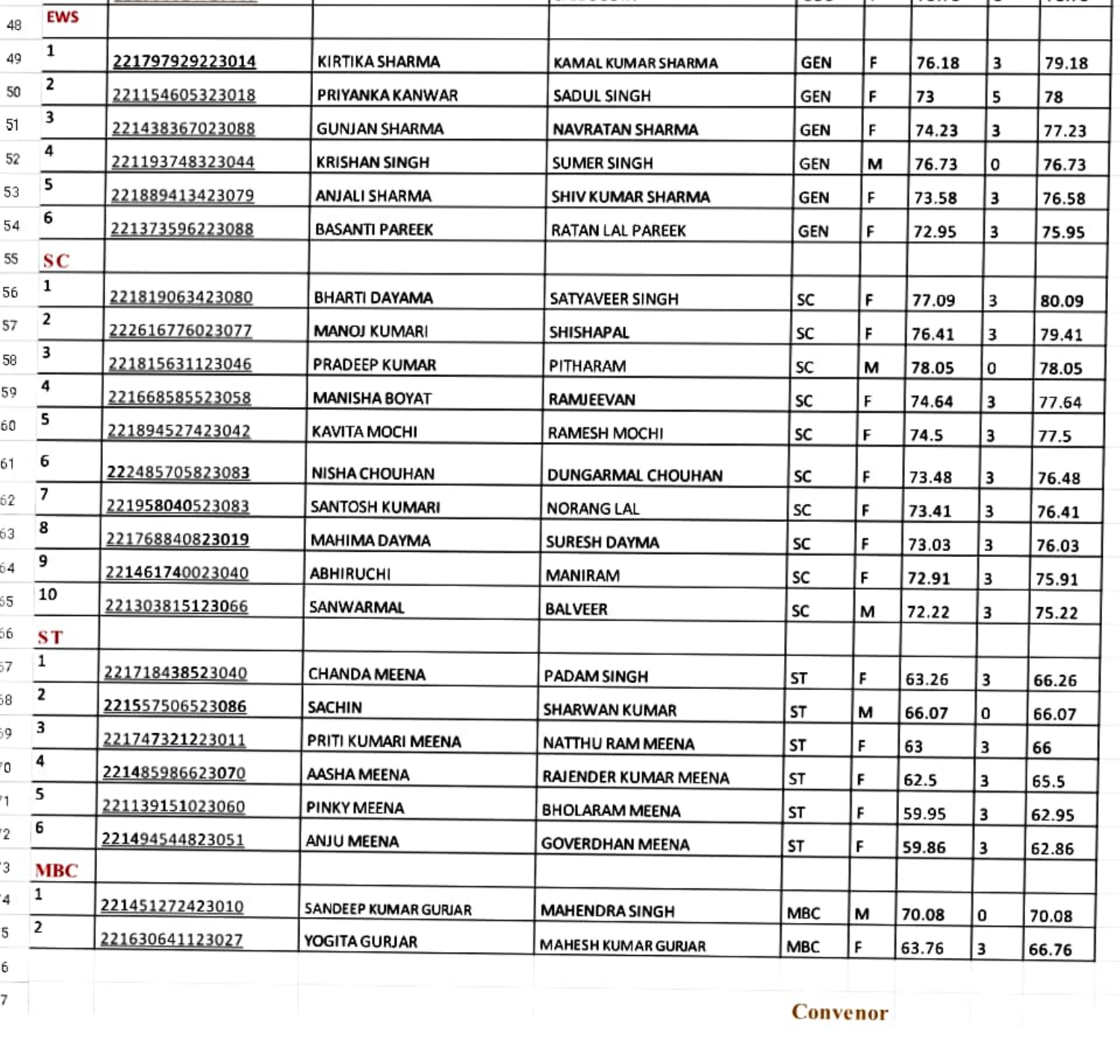| | | | | | | | |
|---|---|---|---|---|---|---|---|
| **EWS** | | | | | | | |
| 1 | 221797929223014 | KIRTIKA SHARMA | KAMAL KUMAR SHARMA | GEN | F | 76.18 | 3 | 79.18 |
| 2 | 221154605323018 | PRIYANKA KANWAR | SADUL SINGH | GEN | F | 73 | 5 | 78 |
| 3 | 221438367023088 | GUNJAN SHARMA | NAVRATAN SHARMA | GEN | F | 74.23 | 3 | 77.23 |
| 4 | 221193748323044 | KRISHAN SINGH | SUMER SINGH | GEN | M | 76.73 | 0 | 76.73 |
| 5 | 221889413423079 | ANJALI SHARMA | SHIV KUMAR SHARMA | GEN | F | 73.58 | 3 | 76.58 |
| 6 | 221373596223088 | BASANTI PAREEK | RATAN LAL PAREEK | GEN | F | 72.95 | 3 | 75.95 |
| **SC** | | | | | | | | |
| 1 | 221819063423080 | BHARTI DAYAMA | SATYAVEER SINGH | SC | F | 77.09 | 3 | 80.09 |
| 2 | 222616776023077 | MANOJ KUMARI | SHISHAPAL | SC | F | 76.41 | 3 | 79.41 |
| 3 | 221815631123046 | PRADEEP KUMAR | PITHARAM | SC | M | 78.05 | 0 | 78.05 |
| 4 | 221668585523058 | MANISHA BOYAT | RAMJEEVAN | SC | F | 74.64 | 3 | 77.64 |
| 5 | 221894527423042 | KAVITA MOCHI | RAMESH MOCHI | SC | F | 74.5 | 3 | 77.5 |
| 6 | 222485705823083 | NISHA CHOUHAN | DUNGARMAL CHOUHAN | SC | F | 73.48 | 3 | 76.48 |
| 7 | 221958040523083 | SANTOSH KUMARI | NORANG LAL | SC | F | 73.41 | 3 | 76.41 |
| 8 | 221768840823019 | MAHIMA DAYMA | SURESH DAYMA | SC | F | 73.03 | 3 | 76.03 |
| 9 | 221461740023040 | ABHIRUCHI | MANIRAM | SC | F | 72.91 | 3 | 75.91 |
| 10 | 221303815123066 | SANWARMAL | BALVEER | SC | M | 72.22 | 3 | 75.22 |
| **ST** | | | | | | | | |
| 1 | 221718438523040 | CHANDA MEENA | PADAM SINGH | ST | F | 63.26 | 3 | 66.26 |
| 2 | 221557506523086 | SACHIN | SHARWAN KUMAR | ST | M | 66.07 | 0 | 66.07 |
| 3 | 221747321223011 | PRITI KUMARI MEENA | NATTHU RAM MEENA | ST | F | 63 | 3 | 66 |
| 4 | 221485986623070 | AASHA MEENA | RAJENDER KUMAR MEENA | ST | F | 62.5 | 3 | 65.5 |
| 5 | 221139151023060 | PINKY MEENA | BHOLARAM MEENA | ST | F | 59.95 | 3 | 62.95 |
| 6 | 221494544823051 | ANJU MEENA | GOVERDHAN MEENA | ST | F | 59.86 | 3 | 62.86 |
| **MBC** | | | | | | | | |
| 1 | 221451272423010 | SANDEEP KUMAR GURJAR | MAHENDRA SINGH | MBC | M | 70.08 | 0 | 70.08 |
| 2 | 221630641123027 | YOGITA GURJAR | MAHESH KUMAR GURJAR | MBC | F | 63.76 | 3 | 66.76 |

**Convenor**